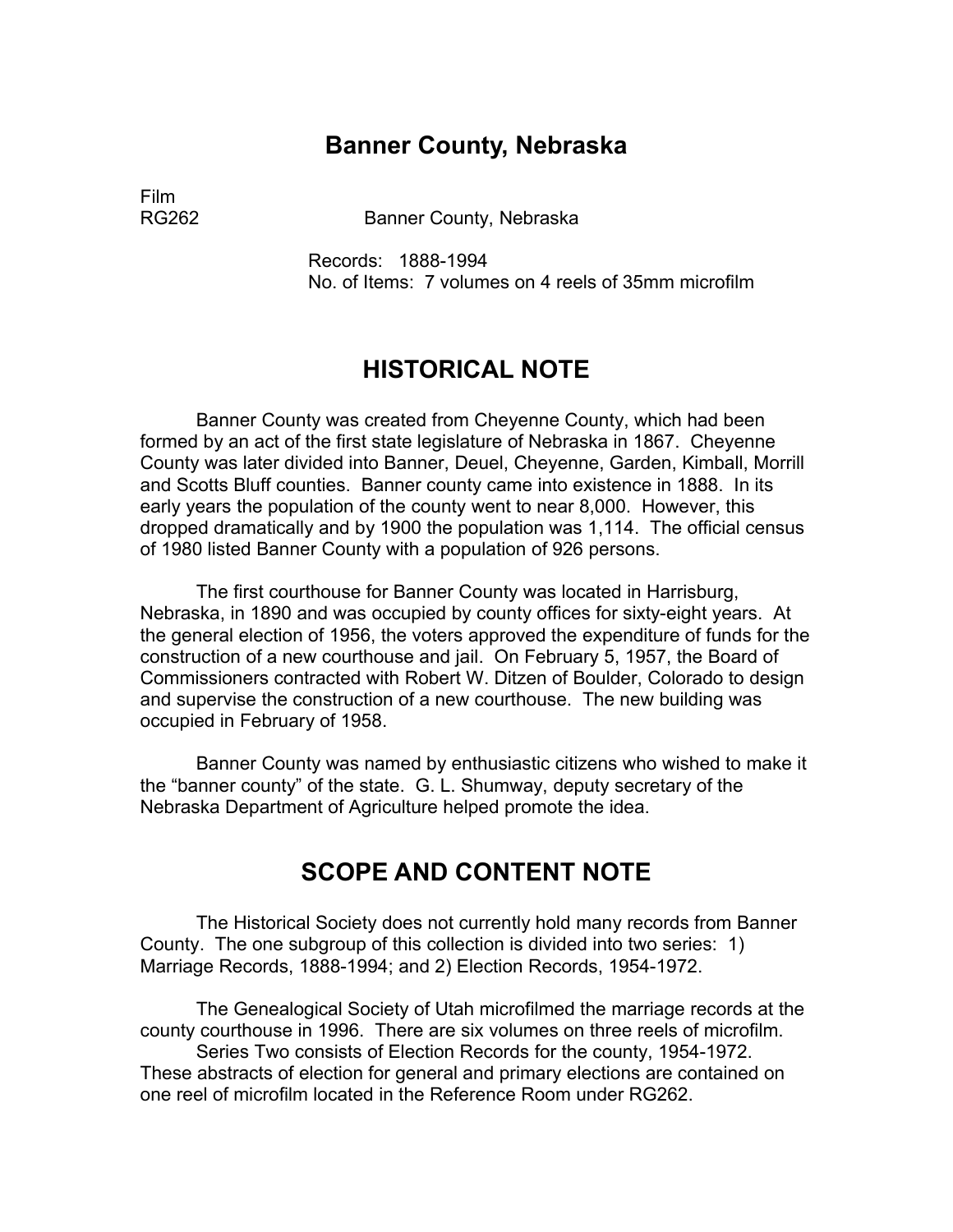# Banner County, Nebraska

Film
RG262 Banner County, Nebraska

Records: 1888-1994
No. of Items: 7 volumes on 4 reels of 35mm microfilm

## HISTORICAL NOTE

Banner County was created from Cheyenne County, which had been formed by an act of the first state legislature of Nebraska in 1867. Cheyenne County was later divided into Banner, Deuel, Cheyenne, Garden, Kimball, Morrill and Scotts Bluff counties. Banner county came into existence in 1888. In its early years the population of the county went to near 8,000. However, this dropped dramatically and by 1900 the population was 1,114. The official census of 1980 listed Banner County with a population of 926 persons.

The first courthouse for Banner County was located in Harrisburg, Nebraska, in 1890 and was occupied by county offices for sixty-eight years. At the general election of 1956, the voters approved the expenditure of funds for the construction of a new courthouse and jail. On February 5, 1957, the Board of Commissioners contracted with Robert W. Ditzen of Boulder, Colorado to design and supervise the construction of a new courthouse. The new building was occupied in February of 1958.

Banner County was named by enthusiastic citizens who wished to make it the "banner county" of the state. G. L. Shumway, deputy secretary of the Nebraska Department of Agriculture helped promote the idea.

## SCOPE AND CONTENT NOTE

The Historical Society does not currently hold many records from Banner County. The one subgroup of this collection is divided into two series: 1) Marriage Records, 1888-1994; and 2) Election Records, 1954-1972.

The Genealogical Society of Utah microfilmed the marriage records at the county courthouse in 1996. There are six volumes on three reels of microfilm.

Series Two consists of Election Records for the county, 1954-1972. These abstracts of election for general and primary elections are contained on one reel of microfilm located in the Reference Room under RG262.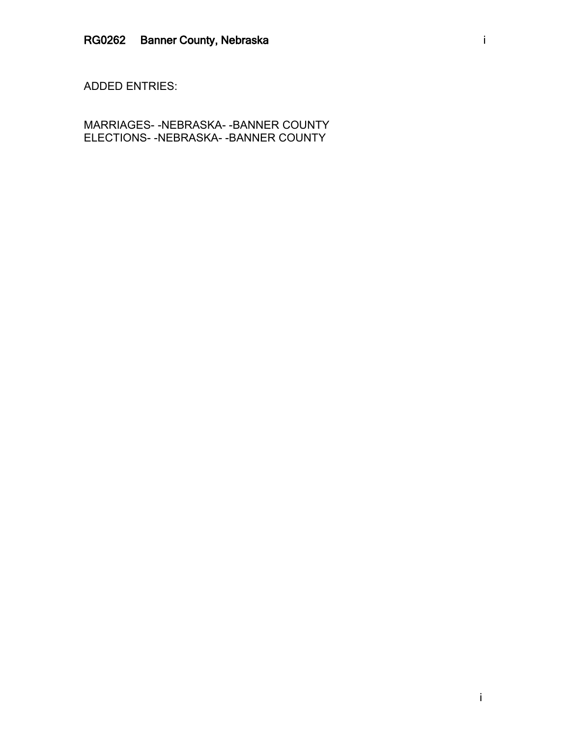ADDED ENTRIES:

MARRIAGES- -NEBRASKA- -BANNER COUNTY
ELECTIONS- -NEBRASKA- -BANNER COUNTY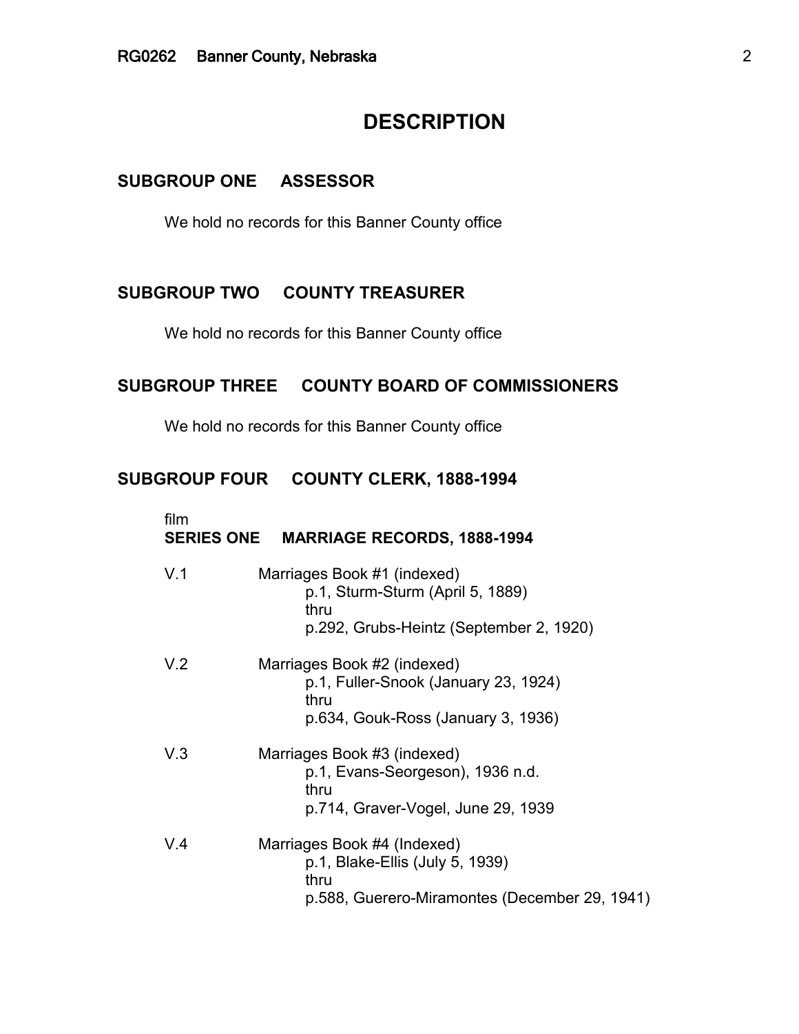# DESCRIPTION

## SUBGROUP ONE ASSESSOR

We hold no records for this Banner County office

## SUBGROUP TWO COUNTY TREASURER

We hold no records for this Banner County office

## SUBGROUP THREE COUNTY BOARD OF COMMISSIONERS

We hold no records for this Banner County office

## SUBGROUP FOUR COUNTY CLERK, 1888-1994

film

### SERIES ONE MARRIAGE RECORDS, 1888-1994

V.1 Marriages Book #1 (indexed)
- p.1, Sturm-Sturm (April 5, 1889)
- thru
- p.292, Grubs-Heintz (September 2, 1920)

V.2 Marriages Book #2 (indexed)
- p.1, Fuller-Snook (January 23, 1924)
- thru
- p.634, Gouk-Ross (January 3, 1936)

V.3 Marriages Book #3 (indexed)
- p.1, Evans-Seorgeson), 1936 n.d.
- thru
- p.714, Graver-Vogel, June 29, 1939

V.4 Marriages Book #4 (Indexed)
- p.1, Blake-Ellis (July 5, 1939)
- thru
- p.588, Guerero-Miramontes (December 29, 1941)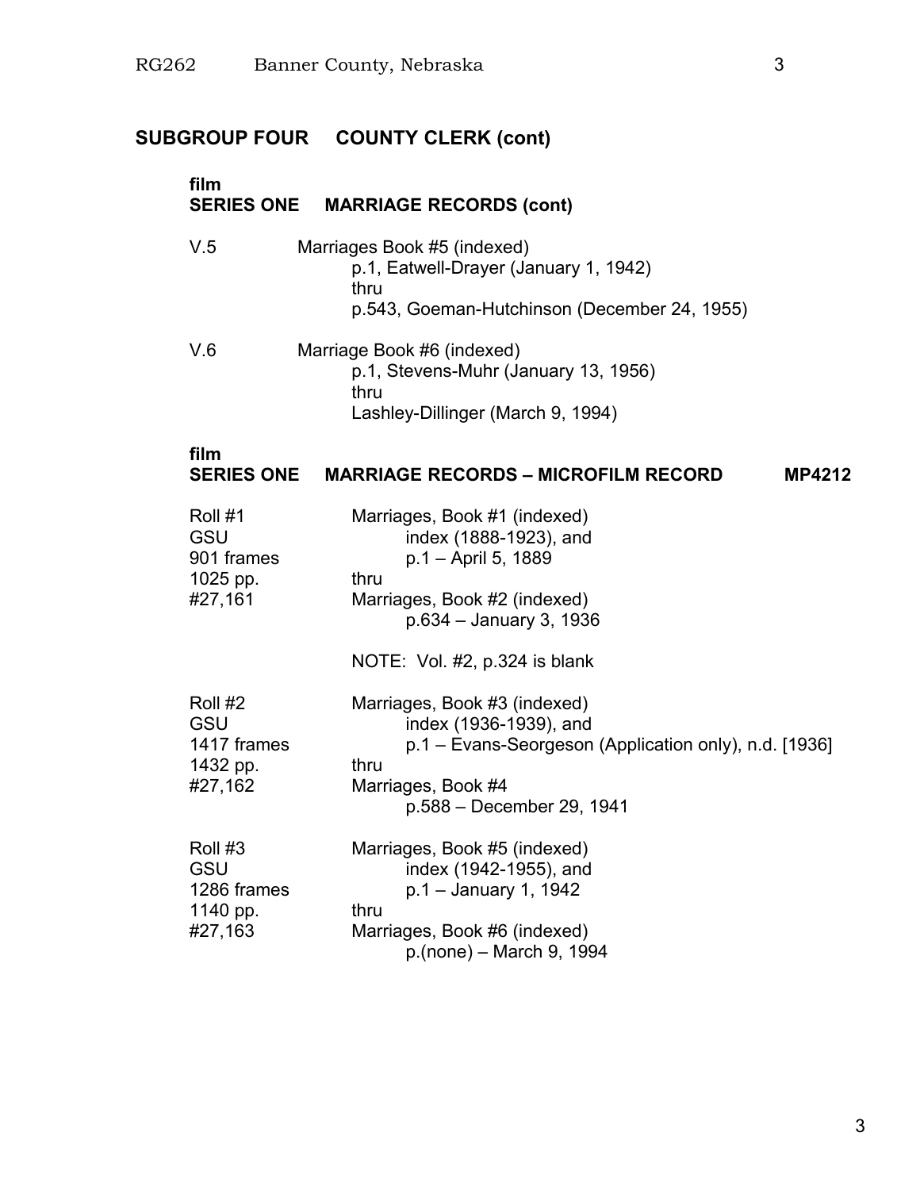## SUBGROUP FOUR COUNTY CLERK (cont)

film
### SERIES ONE MARRIAGE RECORDS (cont)

V.5 Marriages Book #5 (indexed)
p.1, Eatwell-Drayer (January 1, 1942)
thru
p.543, Goeman-Hutchinson (December 24, 1955)

V.6 Marriage Book #6 (indexed)
p.1, Stevens-Muhr (January 13, 1956)
thru
Lashley-Dillinger (March 9, 1994)

film
### SERIES ONE MARRIAGE RECORDS – MICROFILM RECORD MP4212

Roll #1
GSU
901 frames
1025 pp.
#27,161

Marriages, Book #1 (indexed)
index (1888-1923), and
p.1 – April 5, 1889
thru
Marriages, Book #2 (indexed)
p.634 – January 3, 1936

NOTE: Vol. #2, p.324 is blank

Roll #2
GSU
1417 frames
1432 pp.
#27,162

Marriages, Book #3 (indexed)
index (1936-1939), and
p.1 – Evans-Seorgeson (Application only), n.d. [1936]
thru
Marriages, Book #4
p.588 – December 29, 1941

Roll #3
GSU
1286 frames
1140 pp.
#27,163

Marriages, Book #5 (indexed)
index (1942-1955), and
p.1 – January 1, 1942
thru
Marriages, Book #6 (indexed)
p.(none) – March 9, 1994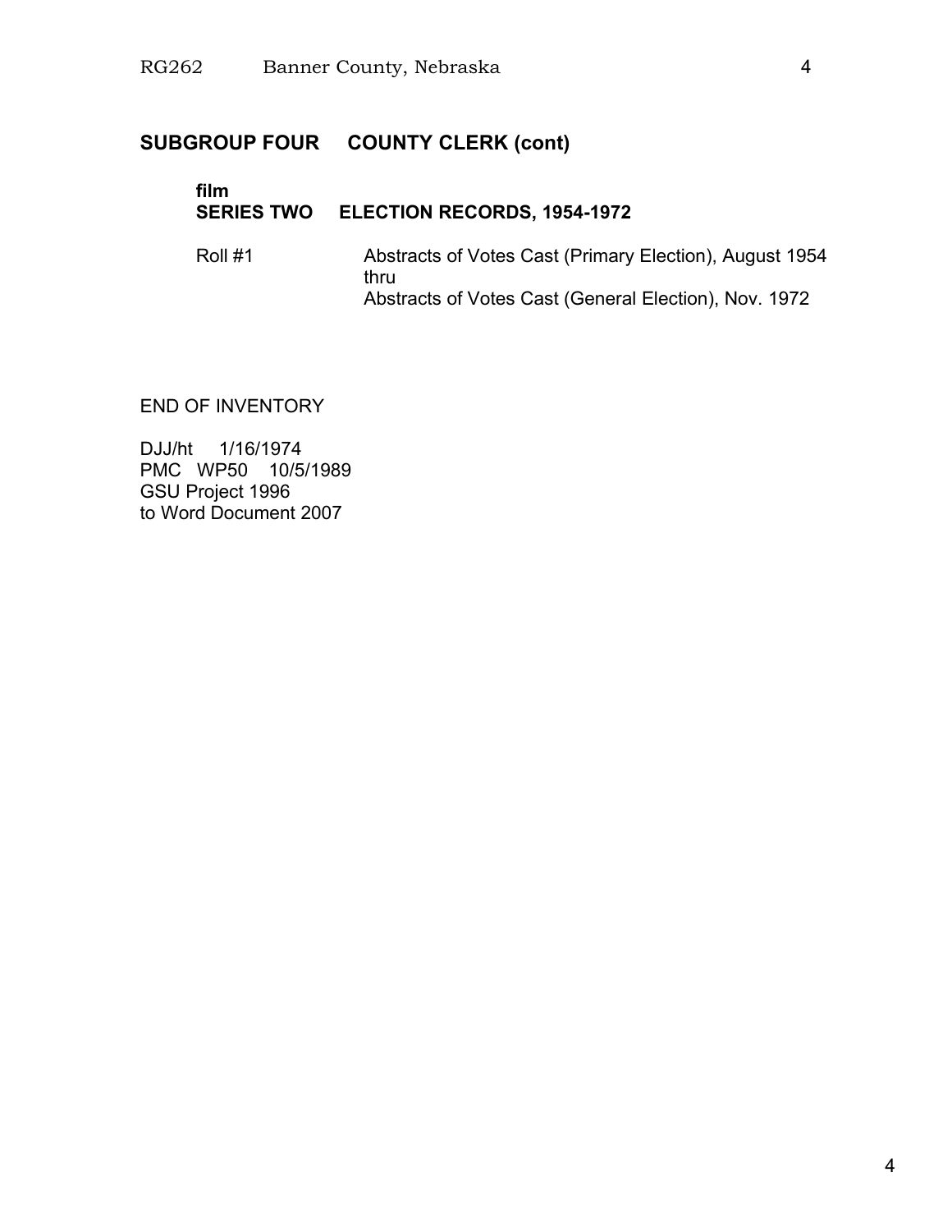## SUBGROUP FOUR COUNTY CLERK (cont)

**film**
**SERIES TWO ELECTION RECORDS, 1954-1972**

| | |
|---|---|
| Roll #1 | Abstracts of Votes Cast (Primary Election), August 1954 thru Abstracts of Votes Cast (General Election), Nov. 1972 |

END OF INVENTORY

DJJ/ht 1/16/1974
PMC WP50 10/5/1989
GSU Project 1996
to Word Document 2007